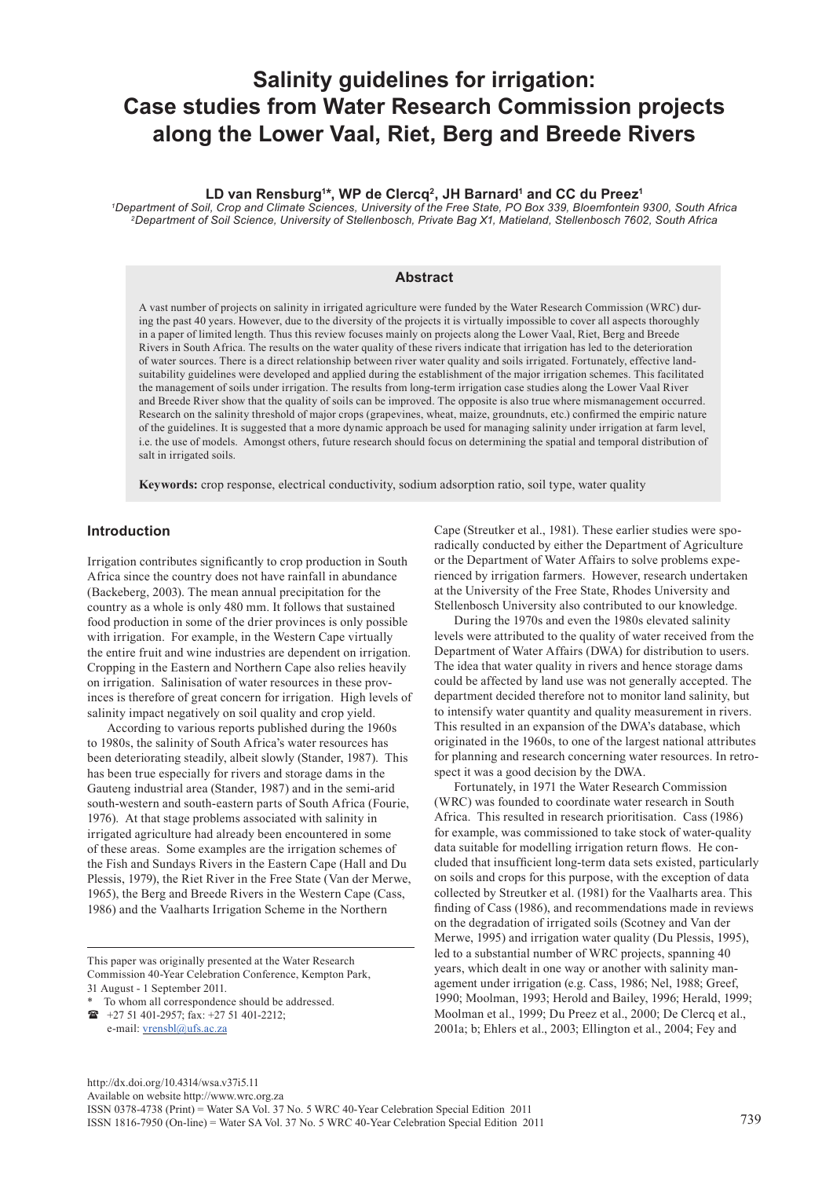# Salinity guidelines for irrigation: Case studies from Water Research Commission projects along the Lower Vaal, Riet, Berg and Breede Rivers

**LD van Rensburg[1]*, WP de Clercq[2], JH Barnard[1] and CC du Preez[1]**

[1]*Department of Soil, Crop and Climate Sciences, University of the Free State, PO Box 339, Bloemfontein 9300, South Africa*
[2]*Department of Soil Science, University of Stellenbosch, Private Bag X1, Matieland, Stellenbosch 7602, South Africa*

## Abstract

A vast number of projects on salinity in irrigated agriculture were funded by the Water Research Commission (WRC) during the past 40 years. However, due to the diversity of the projects it is virtually impossible to cover all aspects thoroughly in a paper of limited length. Thus this review focuses mainly on projects along the Lower Vaal, Riet, Berg and Breede Rivers in South Africa. The results on the water quality of these rivers indicate that irrigation has led to the deterioration of water sources. There is a direct relationship between river water quality and soils irrigated. Fortunately, effective land-suitability guidelines were developed and applied during the establishment of the major irrigation schemes. This facilitated the management of soils under irrigation. The results from long-term irrigation case studies along the Lower Vaal River and Breede River show that the quality of soils can be improved. The opposite is also true where mismanagement occurred. Research on the salinity threshold of major crops (grapevines, wheat, maize, groundnuts, etc.) confirmed the empiric nature of the guidelines. It is suggested that a more dynamic approach be used for managing salinity under irrigation at farm level, i.e. the use of models. Amongst others, future research should focus on determining the spatial and temporal distribution of salt in irrigated soils.

**Keywords:** crop response, electrical conductivity, sodium adsorption ratio, soil type, water quality

## Introduction

Irrigation contributes significantly to crop production in South Africa since the country does not have rainfall in abundance (Backeberg, 2003). The mean annual precipitation for the country as a whole is only 480 mm. It follows that sustained food production in some of the drier provinces is only possible with irrigation. For example, in the Western Cape virtually the entire fruit and wine industries are dependent on irrigation. Cropping in the Eastern and Northern Cape also relies heavily on irrigation. Salinisation of water resources in these provinces is therefore of great concern for irrigation. High levels of salinity impact negatively on soil quality and crop yield.

According to various reports published during the 1960s to 1980s, the salinity of South Africa's water resources has been deteriorating steadily, albeit slowly (Stander, 1987). This has been true especially for rivers and storage dams in the Gauteng industrial area (Stander, 1987) and in the semi-arid south-western and south-eastern parts of South Africa (Fourie, 1976). At that stage problems associated with salinity in irrigated agriculture had already been encountered in some of these areas. Some examples are the irrigation schemes of the Fish and Sundays Rivers in the Eastern Cape (Hall and Du Plessis, 1979), the Riet River in the Free State (Van der Merwe, 1965), the Berg and Breede Rivers in the Western Cape (Cass, 1986) and the Vaalharts Irrigation Scheme in the Northern Cape (Streutker et al., 1981). These earlier studies were sporadically conducted by either the Department of Agriculture or the Department of Water Affairs to solve problems experienced by irrigation farmers. However, research undertaken at the University of the Free State, Rhodes University and Stellenbosch University also contributed to our knowledge.

During the 1970s and even the 1980s elevated salinity levels were attributed to the quality of water received from the Department of Water Affairs (DWA) for distribution to users. The idea that water quality in rivers and hence storage dams could be affected by land use was not generally accepted. The department decided therefore not to monitor land salinity, but to intensify water quantity and quality measurement in rivers. This resulted in an expansion of the DWA's database, which originated in the 1960s, to one of the largest national attributes for planning and research concerning water resources. In retrospect it was a good decision by the DWA.

Fortunately, in 1971 the Water Research Commission (WRC) was founded to coordinate water research in South Africa. This resulted in research prioritisation. Cass (1986) for example, was commissioned to take stock of water-quality data suitable for modelling irrigation return flows. He concluded that insufficient long-term data sets existed, particularly on soils and crops for this purpose, with the exception of data collected by Streutker et al. (1981) for the Vaalharts area. This finding of Cass (1986), and recommendations made in reviews on the degradation of irrigated soils (Scotney and Van der Merwe, 1995) and irrigation water quality (Du Plessis, 1995), led to a substantial number of WRC projects, spanning 40 years, which dealt in one way or another with salinity management under irrigation (e.g. Cass, 1986; Nel, 1988; Greef, 1990; Moolman, 1993; Herold and Bailey, 1996; Herald, 1999; Moolman et al., 1999; Du Preez et al., 2000; De Clercq et al., 2001a; b; Ehlers et al., 2003; Ellington et al., 2004; Fey and

---

This paper was originally presented at the Water Research Commission 40-Year Celebration Conference, Kempton Park, 31 August - 1 September 2011.

\* To whom all correspondence should be addressed.
☎ +27 51 401-2957; fax: +27 51 401-2212;
e-mail: vrensbl@ufs.ac.za

http://dx.doi.org/10.4314/wsa.v37i5.11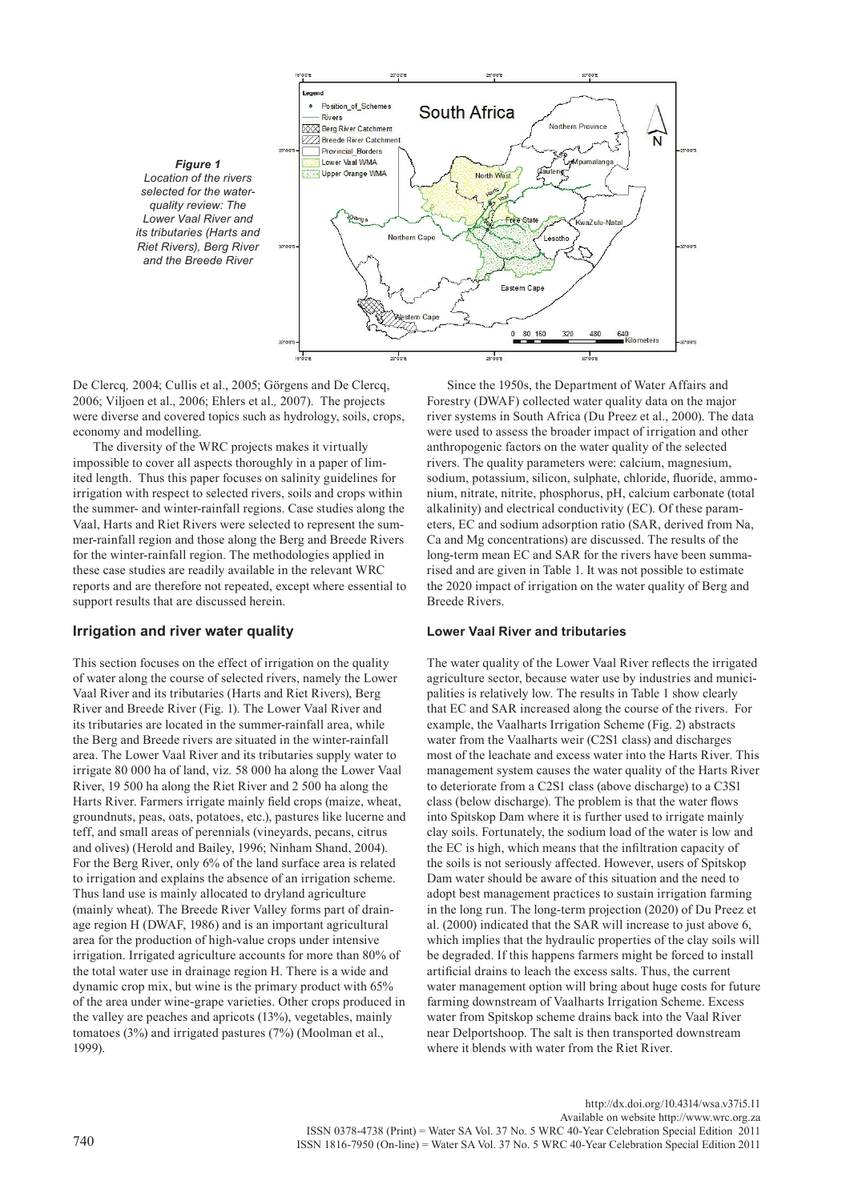*Figure 1*
*Location of the rivers selected for the water-quality review: The Lower Vaal River and its tributaries (Harts and Riet Rivers), Berg River and the Breede River*

De Clercq, 2004; Cullis et al., 2005; Görgens and De Clercq, 2006; Viljoen et al., 2006; Ehlers et al., 2007). The projects were diverse and covered topics such as hydrology, soils, crops, economy and modelling.

The diversity of the WRC projects makes it virtually impossible to cover all aspects thoroughly in a paper of limited length. Thus this paper focuses on salinity guidelines for irrigation with respect to selected rivers, soils and crops within the summer- and winter-rainfall regions. Case studies along the Vaal, Harts and Riet Rivers were selected to represent the summer-rainfall region and those along the Berg and Breede Rivers for the winter-rainfall region. The methodologies applied in these case studies are readily available in the relevant WRC reports and are therefore not repeated, except where essential to support results that are discussed herein.

## Irrigation and river water quality

This section focuses on the effect of irrigation on the quality of water along the course of selected rivers, namely the Lower Vaal River and its tributaries (Harts and Riet Rivers), Berg River and Breede River (Fig. 1). The Lower Vaal River and its tributaries are located in the summer-rainfall area, while the Berg and Breede rivers are situated in the winter-rainfall area. The Lower Vaal River and its tributaries supply water to irrigate 80 000 ha of land, viz. 58 000 ha along the Lower Vaal River, 19 500 ha along the Riet River and 2 500 ha along the Harts River. Farmers irrigate mainly field crops (maize, wheat, groundnuts, peas, oats, potatoes, etc.), pastures like lucerne and teff, and small areas of perennials (vineyards, pecans, citrus and olives) (Herold and Bailey, 1996; Ninham Shand, 2004). For the Berg River, only 6% of the land surface area is related to irrigation and explains the absence of an irrigation scheme. Thus land use is mainly allocated to dryland agriculture (mainly wheat). The Breede River Valley forms part of drainage region H (DWAF, 1986) and is an important agricultural area for the production of high-value crops under intensive irrigation. Irrigated agriculture accounts for more than 80% of the total water use in drainage region H. There is a wide and dynamic crop mix, but wine is the primary product with 65% of the area under wine-grape varieties. Other crops produced in the valley are peaches and apricots (13%), vegetables, mainly tomatoes (3%) and irrigated pastures (7%) (Moolman et al., 1999).

Since the 1950s, the Department of Water Affairs and Forestry (DWAF) collected water quality data on the major river systems in South Africa (Du Preez et al., 2000). The data were used to assess the broader impact of irrigation and other anthropogenic factors on the water quality of the selected rivers. The quality parameters were: calcium, magnesium, sodium, potassium, silicon, sulphate, chloride, fluoride, ammonium, nitrate, nitrite, phosphorus, pH, calcium carbonate (total alkalinity) and electrical conductivity (EC). Of these parameters, EC and sodium adsorption ratio (SAR, derived from Na, Ca and Mg concentrations) are discussed. The results of the long-term mean EC and SAR for the rivers have been summarised and are given in Table 1. It was not possible to estimate the 2020 impact of irrigation on the water quality of Berg and Breede Rivers.

### Lower Vaal River and tributaries

The water quality of the Lower Vaal River reflects the irrigated agriculture sector, because water use by industries and municipalities is relatively low. The results in Table 1 show clearly that EC and SAR increased along the course of the rivers. For example, the Vaalharts Irrigation Scheme (Fig. 2) abstracts water from the Vaalharts weir (C2S1 class) and discharges most of the leachate and excess water into the Harts River. This management system causes the water quality of the Harts River to deteriorate from a C2S1 class (above discharge) to a C3S1 class (below discharge). The problem is that the water flows into Spitskop Dam where it is further used to irrigate mainly clay soils. Fortunately, the sodium load of the water is low and the EC is high, which means that the infiltration capacity of the soils is not seriously affected. However, users of Spitskop Dam water should be aware of this situation and the need to adopt best management practices to sustain irrigation farming in the long run. The long-term projection (2020) of Du Preez et al. (2000) indicated that the SAR will increase to just above 6, which implies that the hydraulic properties of the clay soils will be degraded. If this happens farmers might be forced to install artificial drains to leach the excess salts. Thus, the current water management option will bring about huge costs for future farming downstream of Vaalharts Irrigation Scheme. Excess water from Spitskop scheme drains back into the Vaal River near Delportshoop. The salt is then transported downstream where it blends with water from the Riet River.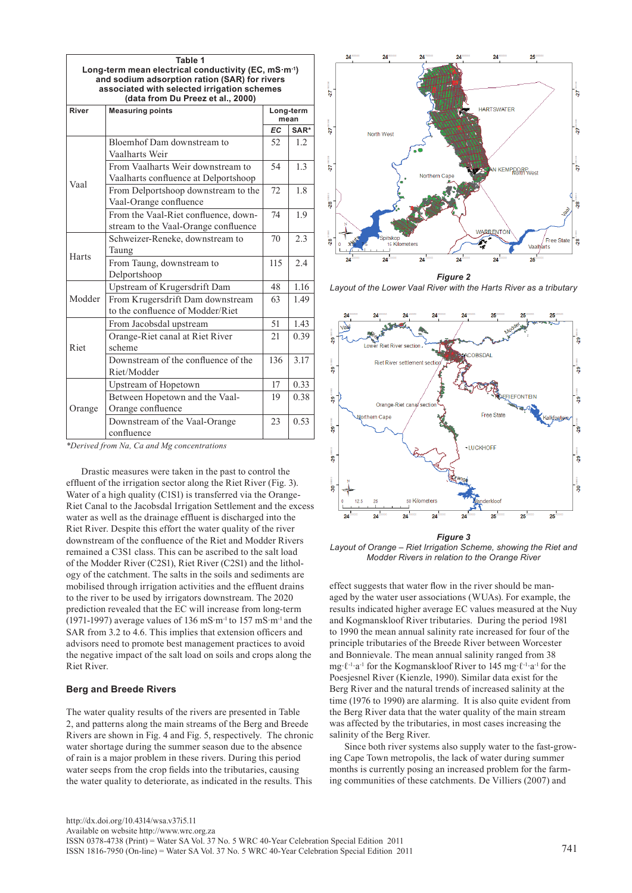**Table 1**
**Long-term mean electrical conductivity (EC, mS·m$^{-1}$) and sodium adsorption ration (SAR) for rivers associated with selected irrigation schemes (data from Du Preez et al., 2000)**

| River | Measuring points | Long-term mean | |
|---|---|---|---|
| | | EC | SAR* |
| Vaal | Bloemhof Dam downstream to Vaalharts Weir | 52 | 1.2 |
| | From Vaalharts Weir downstream to Vaalharts confluence at Delportshoop | 54 | 1.3 |
| | From Delportshoop downstream to the Vaal-Orange confluence | 72 | 1.8 |
| | From the Vaal-Riet confluence, downstream to the Vaal-Orange confluence | 74 | 1.9 |
| Harts | Schweizer-Reneke, downstream to Taung | 70 | 2.3 |
| | From Taung, downstream to Delportshoop | 115 | 2.4 |
| Modder | Upstream of Krugersdrift Dam | 48 | 1.16 |
| | From Krugersdrift Dam downstream to the confluence of Modder/Riet | 63 | 1.49 |
| Riet | From Jacobsdal upstream | 51 | 1.43 |
| | Orange-Riet canal at Riet River scheme | 21 | 0.39 |
| | Downstream of the confluence of the Riet/Modder | 136 | 3.17 |
| Orange | Upstream of Hopetown | 17 | 0.33 |
| | Between Hopetown and the Vaal-Orange confluence | 19 | 0.38 |
| | Downstream of the Vaal-Orange confluence | 23 | 0.53 |

*Derived from Na, Ca and Mg concentrations*

Drastic measures were taken in the past to control the effluent of the irrigation sector along the Riet River (Fig. 3). Water of a high quality (C1S1) is transferred via the Orange-Riet Canal to the Jacobsdal Irrigation Settlement and the excess water as well as the drainage effluent is discharged into the Riet River. Despite this effort the water quality of the river downstream of the confluence of the Riet and Modder Rivers remained a C3S1 class. This can be ascribed to the salt load of the Modder River (C2S1), Riet River (C2S1) and the lithology of the catchment. The salts in the soils and sediments are mobilised through irrigation activities and the effluent drains to the river to be used by irrigators downstream. The 2020 prediction revealed that the EC will increase from long-term (1971-1997) average values of 136 mS·m$^{-1}$ to 157 mS·m$^{-1}$ and the SAR from 3.2 to 4.6. This implies that extension officers and advisors need to promote best management practices to avoid the negative impact of the salt load on soils and crops along the Riet River.

### Berg and Breede Rivers

The water quality results of the rivers are presented in Table 2, and patterns along the main streams of the Berg and Breede Rivers are shown in Fig. 4 and Fig. 5, respectively. The chronic water shortage during the summer season due to the absence of rain is a major problem in these rivers. During this period water seeps from the crop fields into the tributaries, causing the water quality to deteriorate, as indicated in the results. This

*Figure 2*
*Layout of the Lower Vaal River with the Harts River as a tributary*

*Figure 3*
*Layout of Orange – Riet Irrigation Scheme, showing the Riet and Modder Rivers in relation to the Orange River*

effect suggests that water flow in the river should be managed by the water user associations (WUAs). For example, the results indicated higher average EC values measured at the Nuy and Kogmanskloof River tributaries. During the period 1981 to 1990 the mean annual salinity rate increased for four of the principle tributaries of the Breede River between Worcester and Bonnievale. The mean annual salinity ranged from 38 mg·ℓ$^{-1}$·a$^{-1}$ for the Kogmanskloof River to 145 mg·ℓ$^{-1}$·a$^{-1}$ for the Poesjesnel River (Kienzle, 1990). Similar data exist for the Berg River and the natural trends of increased salinity at the time (1976 to 1990) are alarming. It is also quite evident from the Berg River data that the water quality of the main stream was affected by the tributaries, in most cases increasing the salinity of the Berg River.

Since both river systems also supply water to the fast-growing Cape Town metropolis, the lack of water during summer months is currently posing an increased problem for the farming communities of these catchments. De Villiers (2007) and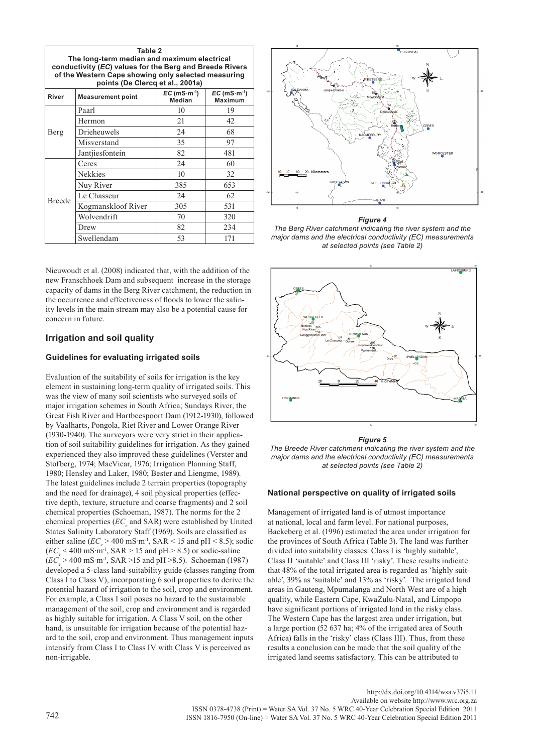**Table 2**
**The long-term median and maximum electrical conductivity (*EC*) values for the Berg and Breede Rivers of the Western Cape showing only selected measuring points (De Clercq et al., 2001a)**

| River | Measurement point | *EC* (mS·m$^{-1}$) Median | *EC* (mS·m$^{-1}$) Maximum |
|---|---|---|---|
| Berg | Paarl | 10 | 19 |
| | Hermon | 21 | 42 |
| | Drieheuwels | 24 | 68 |
| | Misverstand | 35 | 97 |
| | Jantjiesfontein | 82 | 481 |
| Breede | Ceres | 24 | 60 |
| | Nekkies | 10 | 32 |
| | Nuy River | 385 | 653 |
| | Le Chasseur | 24 | 62 |
| | Kogmanskloof River | 305 | 531 |
| | Wolvendrift | 70 | 320 |
| | Drew | 82 | 234 |
| | Swellendam | 53 | 171 |

Nieuwoudt et al. (2008) indicated that, with the addition of the new Franschhoek Dam and subsequent increase in the storage capacity of dams in the Berg River catchment, the reduction in the occurrence and effectiveness of floods to lower the salinity levels in the main stream may also be a potential cause for concern in future.

## Irrigation and soil quality

### Guidelines for evaluating irrigated soils

Evaluation of the suitability of soils for irrigation is the key element in sustaining long-term quality of irrigated soils. This was the view of many soil scientists who surveyed soils of major irrigation schemes in South Africa; Sundays River, the Great Fish River and Hartbeespoort Dam (1912-1930), followed by Vaalharts, Pongola, Riet River and Lower Orange River (1930-1940). The surveyors were very strict in their application of soil suitability guidelines for irrigation. As they gained experienced they also improved these guidelines (Verster and Stofberg, 1974; MacVicar, 1976; Irrigation Planning Staff, 1980; Hensley and Laker, 1980; Bester and Liengme, 1989). The latest guidelines include 2 terrain properties (topography and the need for drainage), 4 soil physical properties (effective depth, texture, structure and coarse fragments) and 2 soil chemical properties (Schoeman, 1987). The norms for the 2 chemical properties ($EC_e$ and SAR) were established by United States Salinity Laboratory Staff (1969). Soils are classified as either saline ($EC_e$ > 400 mS·m$^{-1}$, SAR < 15 and pH < 8.5); sodic ($EC_e$ < 400 mS·m$^{-1}$, SAR > 15 and pH > 8.5) or sodic-saline ($EC_e$ > 400 mS·m$^{-1}$, SAR >15 and pH >8.5). Schoeman (1987) developed a 5-class land-suitability guide (classes ranging from Class I to Class V), incorporating 6 soil properties to derive the potential hazard of irrigation to the soil, crop and environment. For example, a Class I soil poses no hazard to the sustainable management of the soil, crop and environment and is regarded as highly suitable for irrigation. A Class V soil, on the other hand, is unsuitable for irrigation because of the potential hazard to the soil, crop and environment. Thus management inputs intensify from Class I to Class IV with Class V is perceived as non-irrigable.

*Figure 4*
*The Berg River catchment indicating the river system and the major dams and the electrical conductivity (EC) measurements at selected points (see Table 2)*

*Figure 5*
*The Breede River catchment indicating the river system and the major dams and the electrical conductivity (EC) measurements at selected points (see Table 2)*

### National perspective on quality of irrigated soils

Management of irrigated land is of utmost importance at national, local and farm level. For national purposes, Backeberg et al. (1996) estimated the area under irrigation for the provinces of South Africa (Table 3). The land was further divided into suitability classes: Class I is 'highly suitable', Class II 'suitable' and Class III 'risky'. These results indicate that 48% of the total irrigated area is regarded as 'highly suitable', 39% as 'suitable' and 13% as 'risky'. The irrigated land areas in Gauteng, Mpumalanga and North West are of a high quality, while Eastern Cape, KwaZulu-Natal, and Limpopo have significant portions of irrigated land in the risky class. The Western Cape has the largest area under irrigation, but a large portion (52 637 ha; 4% of the irrigated area of South Africa) falls in the 'risky' class (Class III). Thus, from these results a conclusion can be made that the soil quality of the irrigated land seems satisfactory. This can be attributed to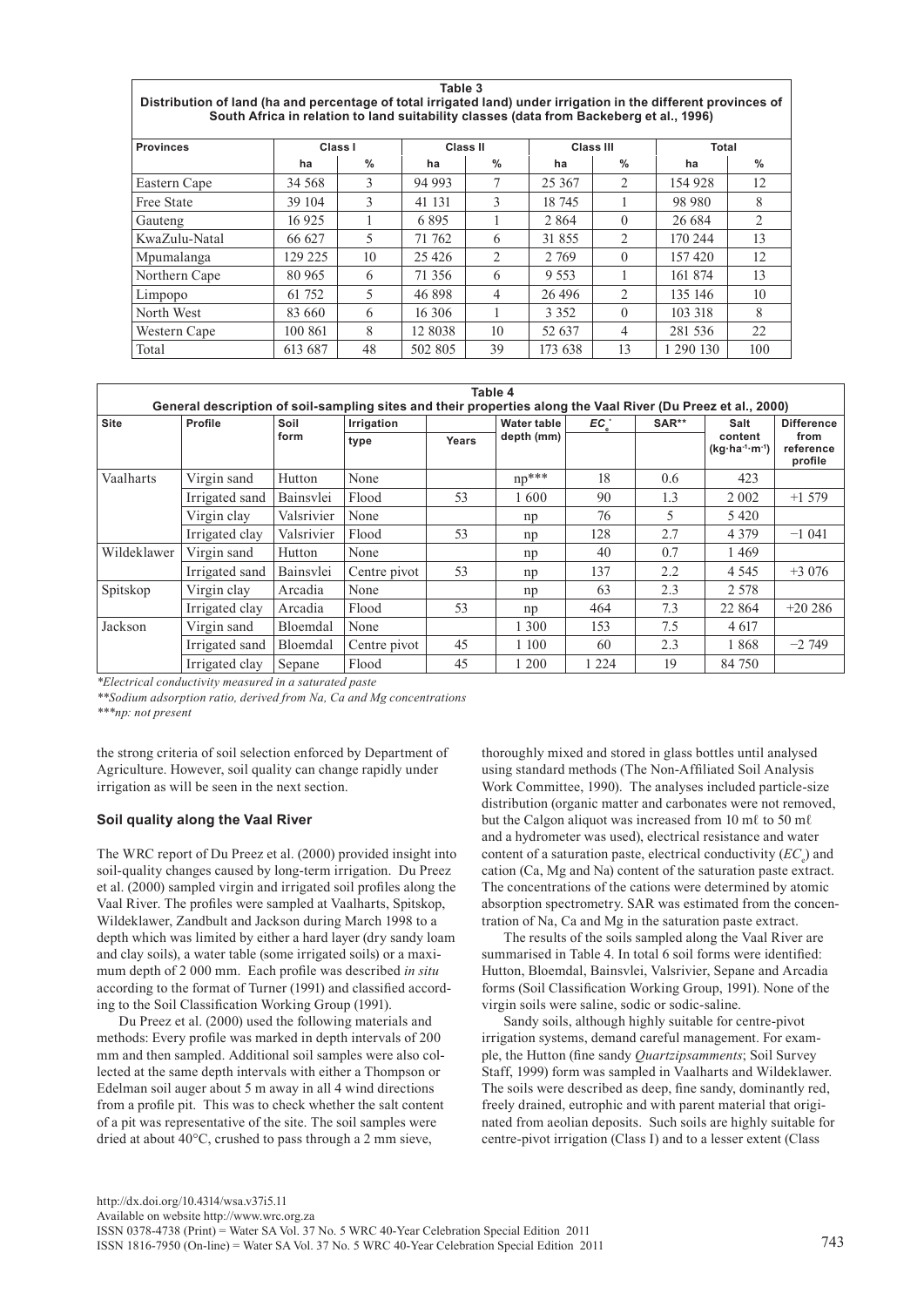**Table 3**
**Distribution of land (ha and percentage of total irrigated land) under irrigation in the different provinces of South Africa in relation to land suitability classes (data from Backeberg et al., 1996)**

| Provinces | Class I | | Class II | | Class III | | Total | |
|---|---|---|---|---|---|---|---|---|
| | ha | % | ha | % | ha | % | ha | % |
| Eastern Cape | 34 568 | 3 | 94 993 | 7 | 25 367 | 2 | 154 928 | 12 |
| Free State | 39 104 | 3 | 41 131 | 3 | 18 745 | 1 | 98 980 | 8 |
| Gauteng | 16 925 | 1 | 6 895 | 1 | 2 864 | 0 | 26 684 | 2 |
| KwaZulu-Natal | 66 627 | 5 | 71 762 | 6 | 31 855 | 2 | 170 244 | 13 |
| Mpumalanga | 129 225 | 10 | 25 426 | 2 | 2 769 | 0 | 157 420 | 12 |
| Northern Cape | 80 965 | 6 | 71 356 | 6 | 9 553 | 1 | 161 874 | 13 |
| Limpopo | 61 752 | 5 | 46 898 | 4 | 26 496 | 2 | 135 146 | 10 |
| North West | 83 660 | 6 | 16 306 | 1 | 3 352 | 0 | 103 318 | 8 |
| Western Cape | 100 861 | 8 | 12 8038 | 10 | 52 637 | 4 | 281 536 | 22 |
| Total | 613 687 | 48 | 502 805 | 39 | 173 638 | 13 | 1 290 130 | 100 |

**Table 4**
**General description of soil-sampling sites and their properties along the Vaal River (Du Preez et al., 2000)**

| Site | Profile | Soil form | Irrigation type | Years | Water table depth (mm) | $EC_e$* | SAR** | Salt content ($kg \cdot ha^{-1} \cdot m^{-1}$) | Difference from reference profile |
|---|---|---|---|---|---|---|---|---|---|
| Vaalharts | Virgin sand | Hutton | None | | np*** | 18 | 0.6 | 423 | |
| | Irrigated sand | Bainsvlei | Flood | 53 | 1 600 | 90 | 1.3 | 2 002 | +1 579 |
| | Virgin clay | Valsrivier | None | | np | 76 | 5 | 5 420 | |
| | Irrigated clay | Valsrivier | Flood | 53 | np | 128 | 2.7 | 4 379 | −1 041 |
| Wildeklawer | Virgin sand | Hutton | None | | np | 40 | 0.7 | 1 469 | |
| | Irrigated sand | Bainsvlei | Centre pivot | 53 | np | 137 | 2.2 | 4 545 | +3 076 |
| Spitskop | Virgin clay | Arcadia | None | | np | 63 | 2.3 | 2 578 | |
| | Irrigated clay | Arcadia | Flood | 53 | np | 464 | 7.3 | 22 864 | +20 286 |
| Jackson | Virgin sand | Bloemdal | None | | 1 300 | 153 | 7.5 | 4 617 | |
| | Irrigated sand | Bloemdal | Centre pivot | 45 | 1 100 | 60 | 2.3 | 1 868 | −2 749 |
| | Irrigated clay | Sepane | Flood | 45 | 1 200 | 1 224 | 19 | 84 750 | |

*\*Electrical conductivity measured in a saturated paste*
*\*\*Sodium adsorption ratio, derived from Na, Ca and Mg concentrations*
*\*\*\*np: not present*

the strong criteria of soil selection enforced by Department of Agriculture. However, soil quality can change rapidly under irrigation as will be seen in the next section.

### Soil quality along the Vaal River

The WRC report of Du Preez et al. (2000) provided insight into soil-quality changes caused by long-term irrigation. Du Preez et al. (2000) sampled virgin and irrigated soil profiles along the Vaal River. The profiles were sampled at Vaalharts, Spitskop, Wildeklawer, Zandbult and Jackson during March 1998 to a depth which was limited by either a hard layer (dry sandy loam and clay soils), a water table (some irrigated soils) or a maximum depth of 2 000 mm. Each profile was described *in situ* according to the format of Turner (1991) and classified according to the Soil Classification Working Group (1991).

Du Preez et al. (2000) used the following materials and methods: Every profile was marked in depth intervals of 200 mm and then sampled. Additional soil samples were also collected at the same depth intervals with either a Thompson or Edelman soil auger about 5 m away in all 4 wind directions from a profile pit. This was to check whether the salt content of a pit was representative of the site. The soil samples were dried at about 40°C, crushed to pass through a 2 mm sieve, thoroughly mixed and stored in glass bottles until analysed using standard methods (The Non-Affiliated Soil Analysis Work Committee, 1990). The analyses included particle-size distribution (organic matter and carbonates were not removed, but the Calgon aliquot was increased from 10 mℓ to 50 mℓ and a hydrometer was used), electrical resistance and water content of a saturation paste, electrical conductivity ($EC_e$) and cation (Ca, Mg and Na) content of the saturation paste extract. The concentrations of the cations were determined by atomic absorption spectrometry. SAR was estimated from the concentration of Na, Ca and Mg in the saturation paste extract.

The results of the soils sampled along the Vaal River are summarised in Table 4. In total 6 soil forms were identified: Hutton, Bloemdal, Bainsvlei, Valsrivier, Sepane and Arcadia forms (Soil Classification Working Group, 1991). None of the virgin soils were saline, sodic or sodic-saline.

Sandy soils, although highly suitable for centre-pivot irrigation systems, demand careful management. For example, the Hutton (fine sandy *Quartzipsamments*; Soil Survey Staff, 1999) form was sampled in Vaalharts and Wildeklawer. The soils were described as deep, fine sandy, dominantly red, freely drained, eutrophic and with parent material that originated from aeolian deposits. Such soils are highly suitable for centre-pivot irrigation (Class I) and to a lesser extent (Class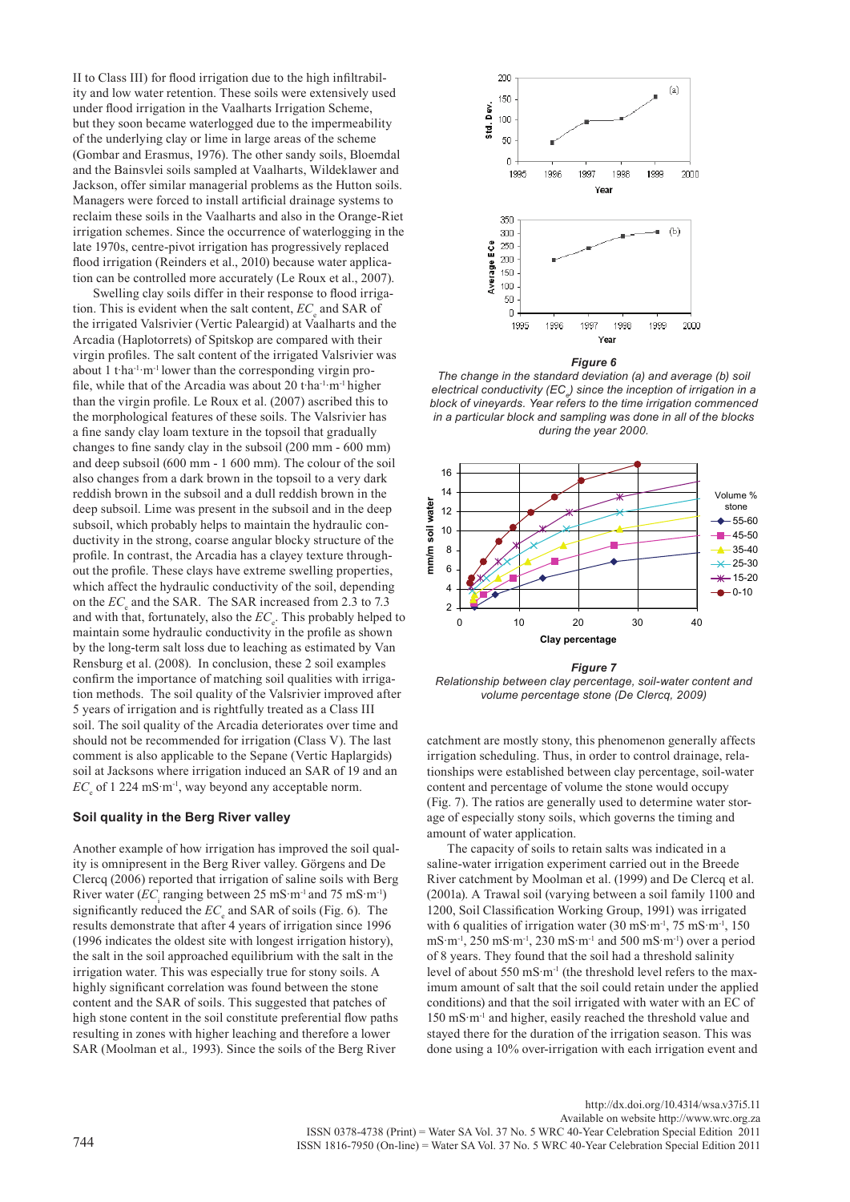II to Class III) for flood irrigation due to the high infiltrability and low water retention. These soils were extensively used under flood irrigation in the Vaalharts Irrigation Scheme, but they soon became waterlogged due to the impermeability of the underlying clay or lime in large areas of the scheme (Gombar and Erasmus, 1976). The other sandy soils, Bloemdal and the Bainsvlei soils sampled at Vaalharts, Wildeklawer and Jackson, offer similar managerial problems as the Hutton soils. Managers were forced to install artificial drainage systems to reclaim these soils in the Vaalharts and also in the Orange-Riet irrigation schemes. Since the occurrence of waterlogging in the late 1970s, centre-pivot irrigation has progressively replaced flood irrigation (Reinders et al., 2010) because water application can be controlled more accurately (Le Roux et al., 2007).

Swelling clay soils differ in their response to flood irrigation. This is evident when the salt content, $EC_e$ and SAR of the irrigated Valsrivier (Vertic Paleargid) at Vaalharts and the Arcadia (Haplotorrets) of Spitskop are compared with their virgin profiles. The salt content of the irrigated Valsrivier was about 1 t·ha$^{-1}$·m$^{-1}$ lower than the corresponding virgin profile, while that of the Arcadia was about 20 t·ha$^{-1}$·m$^{-1}$ higher than the virgin profile. Le Roux et al. (2007) ascribed this to the morphological features of these soils. The Valsrivier has a fine sandy clay loam texture in the topsoil that gradually changes to fine sandy clay in the subsoil (200 mm - 600 mm) and deep subsoil (600 mm - 1 600 mm). The colour of the soil also changes from a dark brown in the topsoil to a very dark reddish brown in the subsoil and a dull reddish brown in the deep subsoil. Lime was present in the subsoil and in the deep subsoil, which probably helps to maintain the hydraulic conductivity in the strong, coarse angular blocky structure of the profile. In contrast, the Arcadia has a clayey texture throughout the profile. These clays have extreme swelling properties, which affect the hydraulic conductivity of the soil, depending on the $EC_e$ and the SAR. The SAR increased from 2.3 to 7.3 and with that, fortunately, also the $EC_e$. This probably helped to maintain some hydraulic conductivity in the profile as shown by the long-term salt loss due to leaching as estimated by Van Rensburg et al. (2008). In conclusion, these 2 soil examples confirm the importance of matching soil qualities with irrigation methods. The soil quality of the Valsrivier improved after 5 years of irrigation and is rightfully treated as a Class III soil. The soil quality of the Arcadia deteriorates over time and should not be recommended for irrigation (Class V). The last comment is also applicable to the Sepane (Vertic Haplargids) soil at Jacksons where irrigation induced an SAR of 19 and an $EC_e$ of 1 224 mS·m$^{-1}$, way beyond any acceptable norm.

### Soil quality in the Berg River valley

Another example of how irrigation has improved the soil quality is omnipresent in the Berg River valley. Görgens and De Clercq (2006) reported that irrigation of saline soils with Berg River water ($EC_i$ ranging between 25 mS·m$^{-1}$ and 75 mS·m$^{-1}$) significantly reduced the $EC_e$ and SAR of soils (Fig. 6). The results demonstrate that after 4 years of irrigation since 1996 (1996 indicates the oldest site with longest irrigation history), the salt in the soil approached equilibrium with the salt in the irrigation water. This was especially true for stony soils. A highly significant correlation was found between the stone content and the SAR of soils. This suggested that patches of high stone content in the soil constitute preferential flow paths resulting in zones with higher leaching and therefore a lower SAR (Moolman et al., 1993). Since the soils of the Berg River catchment are mostly stony, this phenomenon generally affects irrigation scheduling. Thus, in order to control drainage, relationships were established between clay percentage, soil-water content and percentage of volume the stone would occupy (Fig. 7). The ratios are generally used to determine water storage of especially stony soils, which governs the timing and amount of water application.

***Figure 6***
*The change in the standard deviation (a) and average (b) soil electrical conductivity ($EC_e$) since the inception of irrigation in a block of vineyards. Year refers to the time irrigation commenced in a particular block and sampling was done in all of the blocks during the year 2000.*

***Figure 7***
*Relationship between clay percentage, soil-water content and volume percentage stone (De Clercq, 2009)*

The capacity of soils to retain salts was indicated in a saline-water irrigation experiment carried out in the Breede River catchment by Moolman et al. (1999) and De Clercq et al. (2001a). A Trawal soil (varying between a soil family 1100 and 1200, Soil Classification Working Group, 1991) was irrigated with 6 qualities of irrigation water (30 mS·m$^{-1}$, 75 mS·m$^{-1}$, 150 mS·m$^{-1}$, 250 mS·m$^{-1}$, 230 mS·m$^{-1}$ and 500 mS·m$^{-1}$) over a period of 8 years. They found that the soil had a threshold salinity level of about 550 mS·m$^{-1}$ (the threshold level refers to the maximum amount of salt that the soil could retain under the applied conditions) and that the soil irrigated with water with an EC of 150 mS·m$^{-1}$ and higher, easily reached the threshold value and stayed there for the duration of the irrigation season. This was done using a 10% over-irrigation with each irrigation event and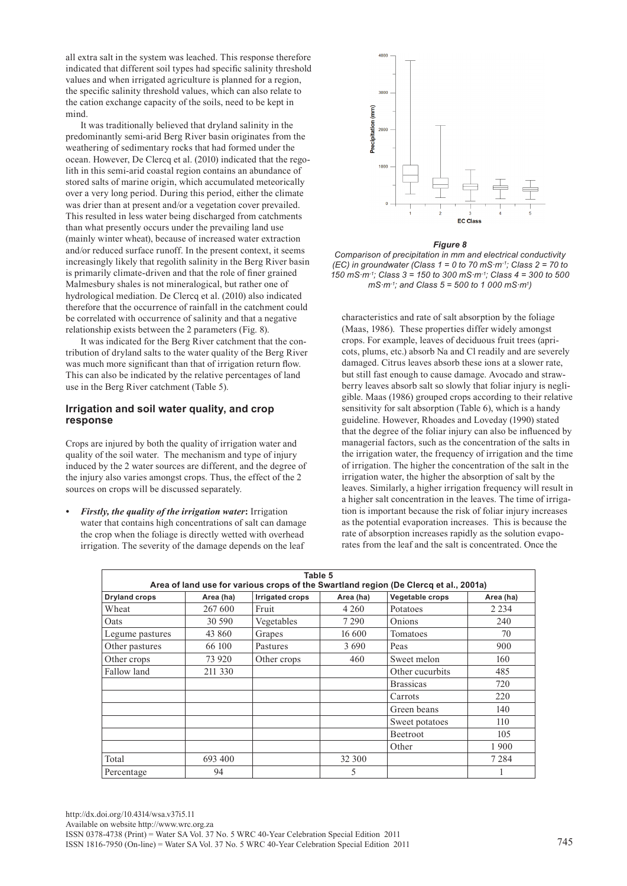all extra salt in the system was leached. This response therefore indicated that different soil types had specific salinity threshold values and when irrigated agriculture is planned for a region, the specific salinity threshold values, which can also relate to the cation exchange capacity of the soils, need to be kept in mind.

It was traditionally believed that dryland salinity in the predominantly semi-arid Berg River basin originates from the weathering of sedimentary rocks that had formed under the ocean. However, De Clercq et al. (2010) indicated that the regolith in this semi-arid coastal region contains an abundance of stored salts of marine origin, which accumulated meteorically over a very long period. During this period, either the climate was drier than at present and/or a vegetation cover prevailed. This resulted in less water being discharged from catchments than what presently occurs under the prevailing land use (mainly winter wheat), because of increased water extraction and/or reduced surface runoff. In the present context, it seems increasingly likely that regolith salinity in the Berg River basin is primarily climate-driven and that the role of finer grained Malmesbury shales is not mineralogical, but rather one of hydrological mediation. De Clercq et al. (2010) also indicated therefore that the occurrence of rainfall in the catchment could be correlated with occurrence of salinity and that a negative relationship exists between the 2 parameters (Fig. 8).

It was indicated for the Berg River catchment that the contribution of dryland salts to the water quality of the Berg River was much more significant than that of irrigation return flow. This can also be indicated by the relative percentages of land use in the Berg River catchment (Table 5).

## Irrigation and soil water quality, and crop response

Crops are injured by both the quality of irrigation water and quality of the soil water. The mechanism and type of injury induced by the 2 water sources are different, and the degree of the injury also varies amongst crops. Thus, the effect of the 2 sources on crops will be discussed separately.

- ***Firstly, the quality of the irrigation water*:** Irrigation water that contains high concentrations of salt can damage the crop when the foliage is directly wetted with overhead irrigation. The severity of the damage depends on the leaf characteristics and rate of salt absorption by the foliage (Maas, 1986). These properties differ widely amongst crops. For example, leaves of deciduous fruit trees (apricots, plums, etc.) absorb Na and Cl readily and are severely damaged. Citrus leaves absorb these ions at a slower rate, but still fast enough to cause damage. Avocado and strawberry leaves absorb salt so slowly that foliar injury is negligible. Maas (1986) grouped crops according to their relative sensitivity for salt absorption (Table 6), which is a handy guideline. However, Rhoades and Loveday (1990) stated that the degree of the foliar injury can also be influenced by managerial factors, such as the concentration of the salts in the irrigation water, the frequency of irrigation and the time of irrigation. The higher the concentration of the salt in the irrigation water, the higher the absorption of salt by the leaves. Similarly, a higher irrigation frequency will result in a higher salt concentration in the leaves. The time of irrigation is important because the risk of foliar injury increases as the potential evaporation increases. This is because the rate of absorption increases rapidly as the solution evaporates from the leaf and the salt is concentrated. Once the

***Figure 8***

*Comparison of precipitation in mm and electrical conductivity (EC) in groundwater (Class 1 = 0 to 70 mS·m⁻¹; Class 2 = 70 to 150 mS·m⁻¹; Class 3 = 150 to 300 mS·m⁻¹; Class 4 = 300 to 500 mS·m⁻¹; and Class 5 = 500 to 1 000 mS·m⁻¹)*

**Table 5**
**Area of land use for various crops of the Swartland region (De Clercq et al., 2001a)**

| Dryland crops | Area (ha) | Irrigated crops | Area (ha) | Vegetable crops | Area (ha) |
|---|---|---|---|---|---|
| Wheat | 267 600 | Fruit | 4 260 | Potatoes | 2 234 |
| Oats | 30 590 | Vegetables | 7 290 | Onions | 240 |
| Legume pastures | 43 860 | Grapes | 16 600 | Tomatoes | 70 |
| Other pastures | 66 100 | Pastures | 3 690 | Peas | 900 |
| Other crops | 73 920 | Other crops | 460 | Sweet melon | 160 |
| Fallow land | 211 330 | | | Other cucurbits | 485 |
| | | | | Brassicas | 720 |
| | | | | Carrots | 220 |
| | | | | Green beans | 140 |
| | | | | Sweet potatoes | 110 |
| | | | | Beetroot | 105 |
| | | | | Other | 1 900 |
| Total | 693 400 | | 32 300 | | 7 284 |
| Percentage | 94 | | 5 | | 1 |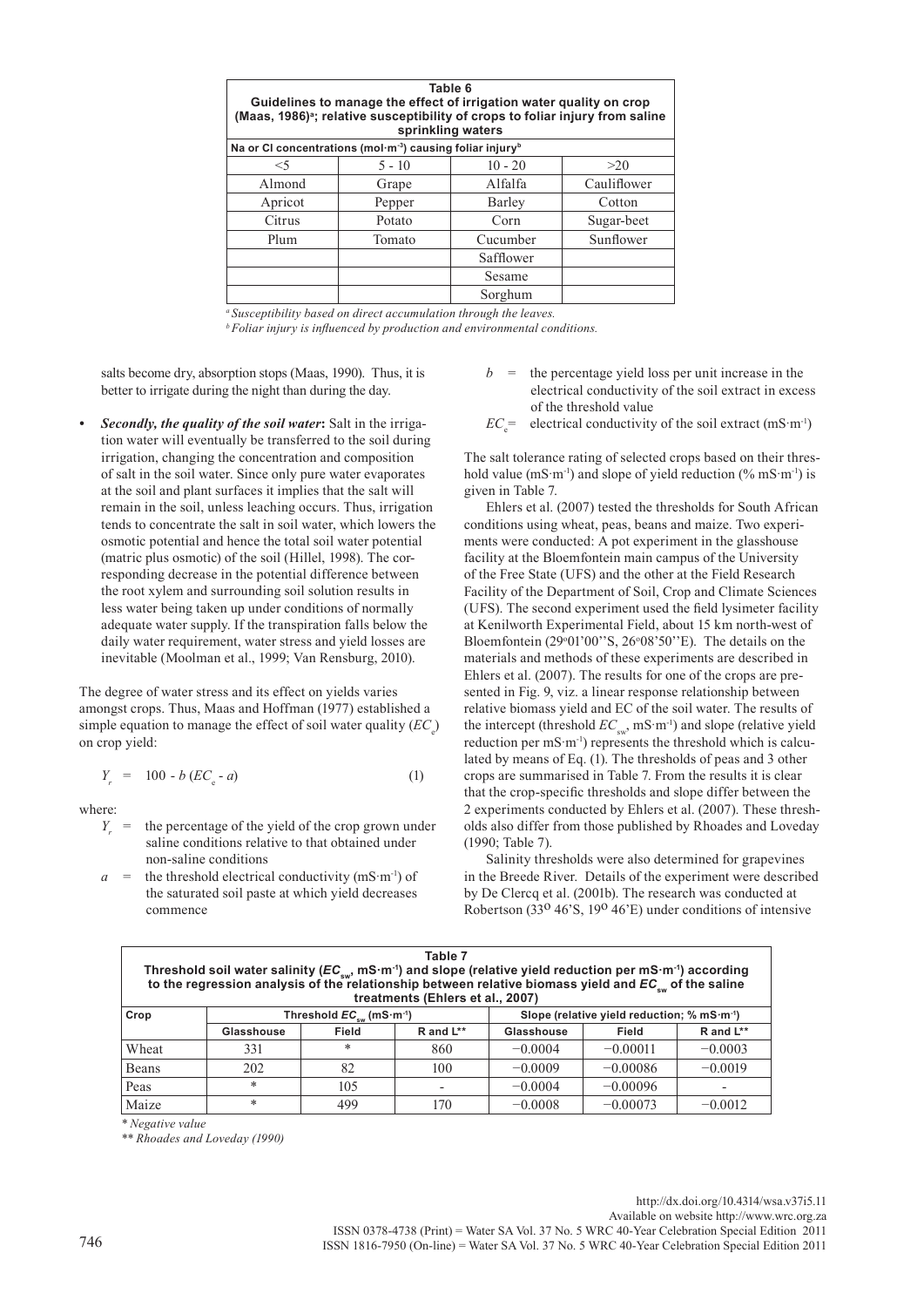| Table 6<br>Guidelines to manage the effect of irrigation water quality on crop (Maas, 1986)[a]; relative susceptibility of crops to foliar injury from saline sprinkling waters | | | |
|---|---|---|---|
| Na or Cl concentrations (mol·m$^{-3}$) causing foliar injury[b] | | | |
| <5 | 5 - 10 | 10 - 20 | >20 |
| Almond | Grape | Alfalfa | Cauliflower |
| Apricot | Pepper | Barley | Cotton |
| Citrus | Potato | Corn | Sugar-beet |
| Plum | Tomato | Cucumber | Sunflower |
| | | Safflower | |
| | | Sesame | |
| | | Sorghum | |

[a] *Susceptibility based on direct accumulation through the leaves.*
[b] *Foliar injury is influenced by production and environmental conditions.*

salts become dry, absorption stops (Maas, 1990). Thus, it is better to irrigate during the night than during the day.

- ***Secondly, the quality of the soil water*:** Salt in the irrigation water will eventually be transferred to the soil during irrigation, changing the concentration and composition of salt in the soil water. Since only pure water evaporates at the soil and plant surfaces it implies that the salt will remain in the soil, unless leaching occurs. Thus, irrigation tends to concentrate the salt in soil water, which lowers the osmotic potential and hence the total soil water potential (matric plus osmotic) of the soil (Hillel, 1998). The corresponding decrease in the potential difference between the root xylem and surrounding soil solution results in less water being taken up under conditions of normally adequate water supply. If the transpiration falls below the daily water requirement, water stress and yield losses are inevitable (Moolman et al., 1999; Van Rensburg, 2010).

The degree of water stress and its effect on yields varies amongst crops. Thus, Maas and Hoffman (1977) established a simple equation to manage the effect of soil water quality ($EC_e$) on crop yield:

$$Y_r = 100 - b\,(EC_e - a) \qquad (1)$$

where:

- $Y_r$ = the percentage of the yield of the crop grown under saline conditions relative to that obtained under non-saline conditions
- $a$ = the threshold electrical conductivity (mS·m$^{-1}$) of the saturated soil paste at which yield decreases commence
- $b$ = the percentage yield loss per unit increase in the electrical conductivity of the soil extract in excess of the threshold value
- $EC_e$ = electrical conductivity of the soil extract (mS·m$^{-1}$)

The salt tolerance rating of selected crops based on their threshold value (mS·m$^{-1}$) and slope of yield reduction (% mS·m$^{-1}$) is given in Table 7.

Ehlers et al. (2007) tested the thresholds for South African conditions using wheat, peas, beans and maize. Two experiments were conducted: A pot experiment in the glasshouse facility at the Bloemfontein main campus of the University of the Free State (UFS) and the other at the Field Research Facility of the Department of Soil, Crop and Climate Sciences (UFS). The second experiment used the field lysimeter facility at Kenilworth Experimental Field, about 15 km north-west of Bloemfontein (29°01'00''S, 26°08'50''E). The details on the materials and methods of these experiments are described in Ehlers et al. (2007). The results for one of the crops are presented in Fig. 9, viz. a linear response relationship between relative biomass yield and EC of the soil water. The results of the intercept (threshold $EC_{sw}$, mS·m$^{-1}$) and slope (relative yield reduction per mS·m$^{-1}$) represents the threshold which is calculated by means of Eq. (1). The thresholds of peas and 3 other crops are summarised in Table 7. From the results it is clear that the crop-specific thresholds and slope differ between the 2 experiments conducted by Ehlers et al. (2007). These thresholds also differ from those published by Rhoades and Loveday (1990; Table 7).

Salinity thresholds were also determined for grapevines in the Breede River. Details of the experiment were described by De Clercq et al. (2001b). The research was conducted at Robertson (33° 46'S, 19° 46'E) under conditions of intensive

**Table 7**
**Threshold soil water salinity ($EC_{sw}$, mS·m$^{-1}$) and slope (relative yield reduction per mS·m$^{-1}$) according to the regression analysis of the relationship between relative biomass yield and $EC_{sw}$ of the saline treatments (Ehlers et al., 2007)**

| Crop | Threshold $EC_{sw}$ (mS·m$^{-1}$) | | | Slope (relative yield reduction; % mS·m$^{-1}$) | | |
|---|---|---|---|---|---|---|
| | Glasshouse | Field | R and L** | Glasshouse | Field | R and L** |
| Wheat | 331 | * | 860 | −0.0004 | −0.00011 | −0.0003 |
| Beans | 202 | 82 | 100 | −0.0009 | −0.00086 | −0.0019 |
| Peas | * | 105 | - | −0.0004 | −0.00096 | - |
| Maize | * | 499 | 170 | −0.0008 | −0.00073 | −0.0012 |

\* *Negative value*
\*\* *Rhoades and Loveday (1990)*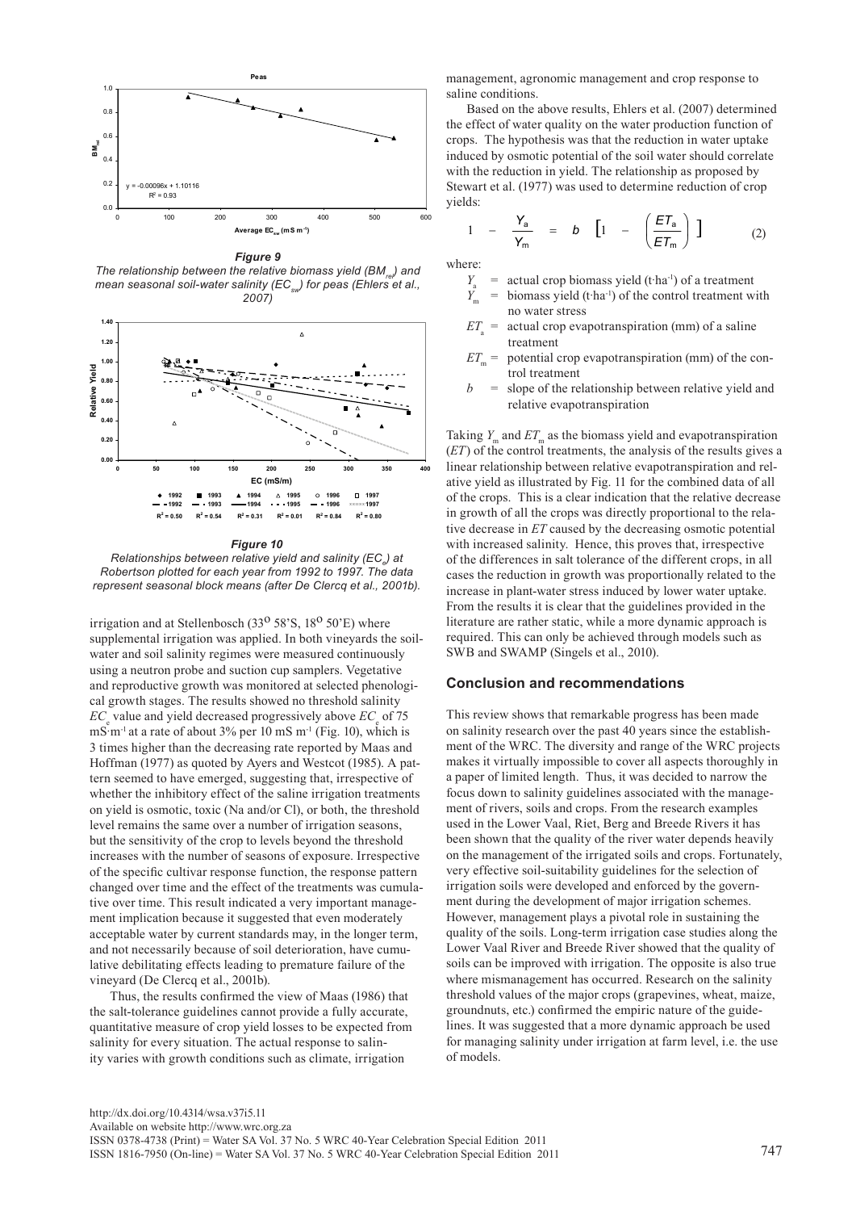*Figure 9*
*The relationship between the relative biomass yield ($BM_{rel}$) and mean seasonal soil-water salinity ($EC_{sw}$) for peas (Ehlers et al., 2007)*

*Figure 10*
*Relationships between relative yield and salinity ($EC_e$) at Robertson plotted for each year from 1992 to 1997. The data represent seasonal block means (after De Clercq et al., 2001b).*

irrigation and at Stellenbosch (33° 58'S, 18° 50'E) where supplemental irrigation was applied. In both vineyards the soil-water and soil salinity regimes were measured continuously using a neutron probe and suction cup samplers. Vegetative and reproductive growth was monitored at selected phenological growth stages. The results showed no threshold salinity $EC_e$ value and yield decreased progressively above $EC_e$ of 75 mS·m$^{-1}$ at a rate of about 3% per 10 mS m$^{-1}$ (Fig. 10), which is 3 times higher than the decreasing rate reported by Maas and Hoffman (1977) as quoted by Ayers and Westcot (1985). A pattern seemed to have emerged, suggesting that, irrespective of whether the inhibitory effect of the saline irrigation treatments on yield is osmotic, toxic (Na and/or Cl), or both, the threshold level remains the same over a number of irrigation seasons, but the sensitivity of the crop to levels beyond the threshold increases with the number of seasons of exposure. Irrespective of the specific cultivar response function, the response pattern changed over time and the effect of the treatments was cumulative over time. This result indicated a very important management implication because it suggested that even moderately acceptable water by current standards may, in the longer term, and not necessarily because of soil deterioration, have cumulative debilitating effects leading to premature failure of the vineyard (De Clercq et al., 2001b).

Thus, the results confirmed the view of Maas (1986) that the salt-tolerance guidelines cannot provide a fully accurate, quantitative measure of crop yield losses to be expected from salinity for every situation. The actual response to salinity varies with growth conditions such as climate, irrigation management, agronomic management and crop response to saline conditions.

Based on the above results, Ehlers et al. (2007) determined the effect of water quality on the water production function of crops. The hypothesis was that the reduction in water uptake induced by osmotic potential of the soil water should correlate with the reduction in yield. The relationship as proposed by Stewart et al. (1977) was used to determine reduction of crop yields:

$$1 - \frac{Y_a}{Y_m} = b\left[1 - \left(\frac{ET_a}{ET_m}\right)\right] \qquad (2)$$

where:

- $Y_a$ = actual crop biomass yield (t·ha$^{-1}$) of a treatment
- $Y_m$ = biomass yield (t·ha$^{-1}$) of the control treatment with no water stress
- $ET_a$ = actual crop evapotranspiration (mm) of a saline treatment
- $ET_m$ = potential crop evapotranspiration (mm) of the control treatment
- $b$ = slope of the relationship between relative yield and relative evapotranspiration

Taking $Y_m$ and $ET_m$ as the biomass yield and evapotranspiration ($ET$) of the control treatments, the analysis of the results gives a linear relationship between relative evapotranspiration and relative yield as illustrated by Fig. 11 for the combined data of all of the crops. This is a clear indication that the relative decrease in growth of all the crops was directly proportional to the relative decrease in $ET$ caused by the decreasing osmotic potential with increased salinity. Hence, this proves that, irrespective of the differences in salt tolerance of the different crops, in all cases the reduction in growth was proportionally related to the increase in plant-water stress induced by lower water uptake. From the results it is clear that the guidelines provided in the literature are rather static, while a more dynamic approach is required. This can only be achieved through models such as SWB and SWAMP (Singels et al., 2010).

## Conclusion and recommendations

This review shows that remarkable progress has been made on salinity research over the past 40 years since the establishment of the WRC. The diversity and range of the WRC projects makes it virtually impossible to cover all aspects thoroughly in a paper of limited length. Thus, it was decided to narrow the focus down to salinity guidelines associated with the management of rivers, soils and crops. From the research examples used in the Lower Vaal, Riet, Berg and Breede Rivers it has been shown that the quality of the river water depends heavily on the management of the irrigated soils and crops. Fortunately, very effective soil-suitability guidelines for the selection of irrigation soils were developed and enforced by the government during the development of major irrigation schemes. However, management plays a pivotal role in sustaining the quality of the soils. Long-term irrigation case studies along the Lower Vaal River and Breede River showed that the quality of soils can be improved with irrigation. The opposite is also true where mismanagement has occurred. Research on the salinity threshold values of the major crops (grapevines, wheat, maize, groundnuts, etc.) confirmed the empiric nature of the guidelines. It was suggested that a more dynamic approach be used for managing salinity under irrigation at farm level, i.e. the use of models.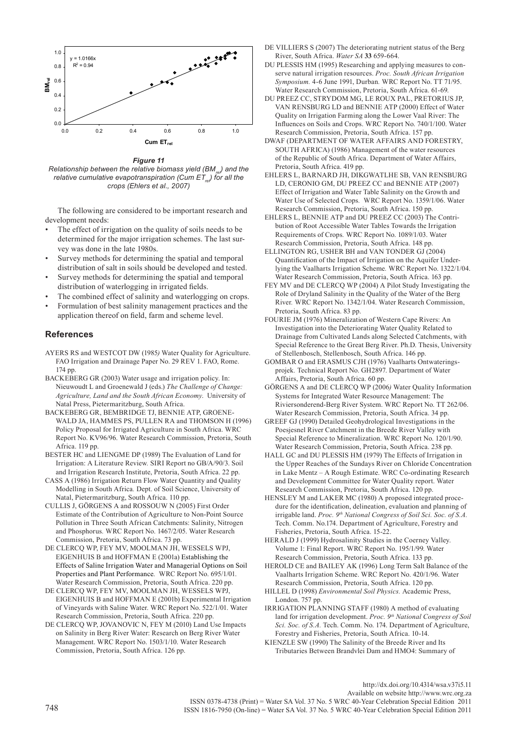*Figure 11*

*Relationship between the relative biomass yield ($BM_{rel}$) and the relative cumulative evapotranspiration (Cum $ET_{rel}$) for all the crops (Ehlers et al., 2007)*

The following are considered to be important research and development needs:

- The effect of irrigation on the quality of soils needs to be determined for the major irrigation schemes. The last survey was done in the late 1980s.
- Survey methods for determining the spatial and temporal distribution of salt in soils should be developed and tested.
- Survey methods for determining the spatial and temporal distribution of waterlogging in irrigated fields.
- The combined effect of salinity and waterlogging on crops.
- Formulation of best salinity management practices and the application thereof on field, farm and scheme level.

## References

AYERS RS and WESTCOT DW (1985) Water Quality for Agriculture. FAO Irrigation and Drainage Paper No. 29 REV 1. FAO, Rome. 174 pp.

BACKEBERG GR (2003) Water usage and irrigation policy. In: Nieuwoudt L and Groenewald J (eds.) *The Challenge of Change: Agriculture, Land and the South African Economy*. University of Natal Press, Pietermaritzburg, South Africa.

BACKEBERG GR, BEMBRIDGE TJ, BENNIE ATP, GROENEWALD JA, HAMMES PS, PULLEN RA and THOMSON H (1996) Policy Proposal for Irrigated Agriculture in South Africa. WRC Report No. KV96/96. Water Research Commission, Pretoria, South Africa. 119 pp.

BESTER HC and LIENGME DP (1989) The Evaluation of Land for Irrigation: A Literature Review. SIRI Report no GB/A/90/3. Soil and Irrigation Research Institute, Pretoria, South Africa. 22 pp.

CASS A (1986) Irrigation Return Flow Water Quantity and Quality Modelling in South Africa. Dept. of Soil Science, University of Natal, Pietermaritzburg, South Africa. 110 pp.

CULLIS J, GÖRGENS A and ROSSOUW N (2005) First Order Estimate of the Contribution of Agriculture to Non-Point Source Pollution in Three South African Catchments: Salinity, Nitrogen and Phosphorus. WRC Report No. 1467/2/05. Water Research Commission, Pretoria, South Africa. 73 pp.

DE CLERCQ WP, FEY MV, MOOLMAN JH, WESSELS WPJ, EIGENHUIS B and HOFFMAN E (2001a) Establishing the Effects of Saline Irrigation Water and Managerial Options on Soil Properties and Plant Performance. WRC Report No. 695/1/01. Water Research Commission, Pretoria, South Africa. 220 pp.

DE CLERCQ WP, FEY MV, MOOLMAN JH, WESSELS WPJ, EIGENHUIS B and HOFFMAN E (2001b) Experimental Irrigation of Vineyards with Saline Water. WRC Report No. 522/1/01. Water Research Commission, Pretoria, South Africa. 220 pp.

DE CLERCQ WP, JOVANOVIC N, FEY M (2010) Land Use Impacts on Salinity in Berg River Water: Research on Berg River Water Management. WRC Report No. 1503/1/10. Water Research Commission, Pretoria, South Africa. 126 pp.

DE VILLIERS S (2007) The deteriorating nutrient status of the Berg River, South Africa. *Water SA* **33** 659-664.

DU PLESSIS HM (1995) Researching and applying measures to conserve natural irrigation resources. *Proc. South African Irrigation Symposium.* 4-6 June 1991, Durban. WRC Report No. TT 71/95. Water Research Commission, Pretoria, South Africa. 61-69.

DU PREEZ CC, STRYDOM MG, LE ROUX PAL, PRETORIUS JP, VAN RENSBURG LD and BENNIE ATP (2000) Effect of Water Quality on Irrigation Farming along the Lower Vaal River: The Influences on Soils and Crops. WRC Report No. 740/1/100. Water Research Commission, Pretoria, South Africa. 157 pp.

DWAF (DEPARTMENT OF WATER AFFAIRS AND FORESTRY, SOUTH AFRICA) (1986) Management of the water resources of the Republic of South Africa. Department of Water Affairs, Pretoria, South Africa. 419 pp.

EHLERS L, BARNARD JH, DIKGWATLHE SB, VAN RENSBURG LD, CERONIO GM, DU PREEZ CC and BENNIE ATP (2007) Effect of Irrigation and Water Table Salinity on the Growth and Water Use of Selected Crops. WRC Report No. 1359/1/06. Water Research Commission, Pretoria, South Africa. 150 pp.

EHLERS L, BENNIE ATP and DU PREEZ CC (2003) The Contribution of Root Accessible Water Tables Towards the Irrigation Requirements of Crops. WRC Report No. 1089/1/03. Water Research Commission, Pretoria, South Africa. 148 pp.

ELLINGTON RG, USHER BH and VAN TONDER GJ (2004) Quantification of the Impact of Irrigation on the Aquifer Underlying the Vaalharts Irrigation Scheme. WRC Report No. 1322/1/04. Water Research Commission, Pretoria, South Africa. 163 pp.

FEY MV and DE CLERCQ WP (2004) A Pilot Study Investigating the Role of Dryland Salinity in the Quality of the Water of the Berg River. WRC Report No. 1342/1/04. Water Research Commission, Pretoria, South Africa. 83 pp.

FOURIE JM (1976) Mineralization of Western Cape Rivers: An Investigation into the Deteriorating Water Quality Related to Drainage from Cultivated Lands along Selected Catchments, with Special Reference to the Great Berg River. Ph.D. Thesis, University of Stellenbosch, Stellenbosch, South Africa. 146 pp.

GOMBAR O and ERASMUS CJH (1976) Vaalharts Ontwateringsprojek. Technical Report No. GH2897. Department of Water Affairs, Pretoria, South Africa. 60 pp.

GÖRGENS A and DE CLERCQ WP (2006) Water Quality Information Systems for Integrated Water Resource Management: The Riviersonderend-Berg River System. WRC Report No. TT 262/06. Water Research Commission, Pretoria, South Africa. 34 pp.

GREEF GJ (1990) Detailed Geohydrological Investigations in the Poesjesnel River Catchment in the Breede River Valley with Special Reference to Mineralization. WRC Report No. 120/1/90. Water Research Commission, Pretoria, South Africa. 238 pp.

HALL GC and DU PLESSIS HM (1979) The Effects of Irrigation in the Upper Reaches of the Sundays River on Chloride Concentration in Lake Mentz – A Rough Estimate. WRC Co-ordinating Research and Development Committee for Water Quality report. Water Research Commission, Pretoria, South Africa. 120 pp.

HENSLEY M and LAKER MC (1980) A proposed integrated procedure for the identification, delineation, evaluation and planning of irrigable land. *Proc. 9th National Congress of Soil Sci. Soc. of S.A.* Tech. Comm. No.174. Department of Agriculture, Forestry and Fisheries, Pretoria, South Africa. 15-22.

HERALD J (1999) Hydrosalinity Studies in the Coerney Valley. Volume 1: Final Report. WRC Report No. 195/1/99. Water Research Commission, Pretoria, South Africa. 133 pp.

HEROLD CE and BAILEY AK (1996) Long Term Salt Balance of the Vaalharts Irrigation Scheme. WRC Report No. 420/1/96. Water Research Commission, Pretoria, South Africa. 120 pp.

HILLEL D (1998) *Environmental Soil Physics.* Academic Press, London. 757 pp.

IRRIGATION PLANNING STAFF (1980) A method of evaluating land for irrigation development. *Proc. 9th National Congress of Soil Sci. Soc. of S.A.* Tech. Comm. No. 174. Department of Agriculture, Forestry and Fisheries, Pretoria, South Africa. 10-14.

KIENZLE SW (1990) The Salinity of the Breede River and Its Tributaries Between Brandvlei Dam and HMO4: Summary of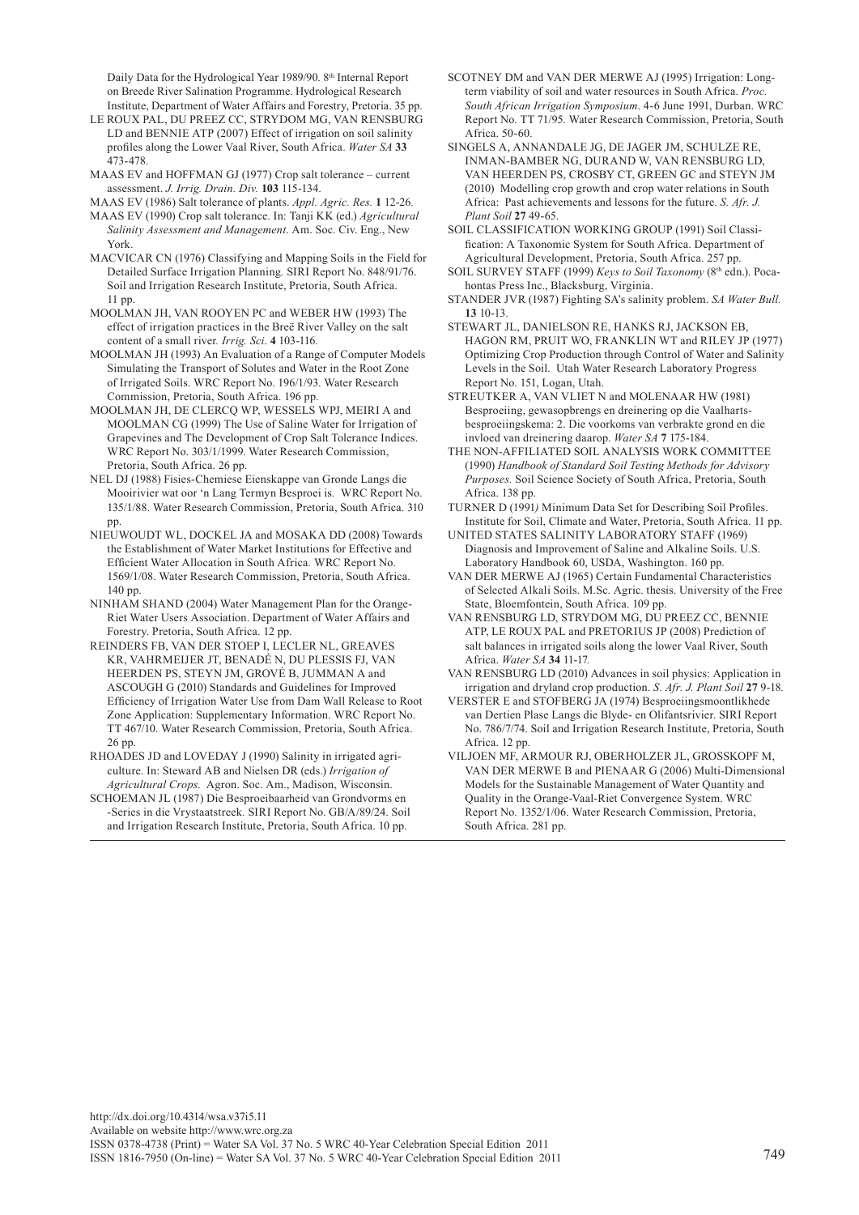Daily Data for the Hydrological Year 1989/90. 8th Internal Report on Breede River Salination Programme. Hydrological Research Institute, Department of Water Affairs and Forestry, Pretoria. 35 pp.

LE ROUX PAL, DU PREEZ CC, STRYDOM MG, VAN RENSBURG LD and BENNIE ATP (2007) Effect of irrigation on soil salinity profiles along the Lower Vaal River, South Africa. *Water SA* **33** 473-478.

MAAS EV and HOFFMAN GJ (1977) Crop salt tolerance – current assessment. *J. Irrig. Drain. Div.* **103** 115-134.

MAAS EV (1986) Salt tolerance of plants. *Appl. Agric. Res.* **1** 12-26.

MAAS EV (1990) Crop salt tolerance. In: Tanji KK (ed.) *Agricultural Salinity Assessment and Management*. Am. Soc. Civ. Eng., New York.

MACVICAR CN (1976) Classifying and Mapping Soils in the Field for Detailed Surface Irrigation Planning. SIRI Report No. 848/91/76. Soil and Irrigation Research Institute, Pretoria, South Africa. 11 pp.

MOOLMAN JH, VAN ROOYEN PC and WEBER HW (1993) The effect of irrigation practices in the Breë River Valley on the salt content of a small river. *Irrig. Sci*. **4** 103-116.

MOOLMAN JH (1993) An Evaluation of a Range of Computer Models Simulating the Transport of Solutes and Water in the Root Zone of Irrigated Soils. WRC Report No. 196/1/93. Water Research Commission, Pretoria, South Africa. 196 pp.

MOOLMAN JH, DE CLERCQ WP, WESSELS WPJ, MEIRI A and MOOLMAN CG (1999) The Use of Saline Water for Irrigation of Grapevines and The Development of Crop Salt Tolerance Indices. WRC Report No. 303/1/1999. Water Research Commission, Pretoria, South Africa. 26 pp.

NEL DJ (1988) Fisies-Chemiese Eienskappe van Gronde Langs die Mooirivier wat oor 'n Lang Termyn Besproei is. WRC Report No. 135/1/88. Water Research Commission, Pretoria, South Africa. 310 pp.

NIEUWOUDT WL, DOCKEL JA and MOSAKA DD (2008) Towards the Establishment of Water Market Institutions for Effective and Efficient Water Allocation in South Africa. WRC Report No. 1569/1/08. Water Research Commission, Pretoria, South Africa. 140 pp.

NINHAM SHAND (2004) Water Management Plan for the Orange-Riet Water Users Association. Department of Water Affairs and Forestry. Pretoria, South Africa. 12 pp.

REINDERS FB, VAN DER STOEP I, LECLER NL, GREAVES KR, VAHRMEIJER JT, BENADÉ N, DU PLESSIS FJ, VAN HEERDEN PS, STEYN JM, GROVÉ B, JUMMAN A and ASCOUGH G (2010) Standards and Guidelines for Improved Efficiency of Irrigation Water Use from Dam Wall Release to Root Zone Application: Supplementary Information. WRC Report No. TT 467/10. Water Research Commission, Pretoria, South Africa. 26 pp.

RHOADES JD and LOVEDAY J (1990) Salinity in irrigated agriculture. In: Steward AB and Nielsen DR (eds.) *Irrigation of Agricultural Crops*. Agron. Soc. Am., Madison, Wisconsin.

SCHOEMAN JL (1987) Die Besproeibaarheid van Grondvorms en -Series in die Vrystaatstreek. SIRI Report No. GB/A/89/24. Soil and Irrigation Research Institute, Pretoria, South Africa. 10 pp.

SCOTNEY DM and VAN DER MERWE AJ (1995) Irrigation: Long-term viability of soil and water resources in South Africa. *Proc. South African Irrigation Symposium*. 4-6 June 1991, Durban. WRC Report No. TT 71/95. Water Research Commission, Pretoria, South Africa. 50-60.

SINGELS A, ANNANDALE JG, DE JAGER JM, SCHULZE RE, INMAN-BAMBER NG, DURAND W, VAN RENSBURG LD, VAN HEERDEN PS, CROSBY CT, GREEN GC and STEYN JM (2010) Modelling crop growth and crop water relations in South Africa: Past achievements and lessons for the future. *S. Afr. J. Plant Soil* **27** 49-65.

SOIL CLASSIFICATION WORKING GROUP (1991) Soil Classification: A Taxonomic System for South Africa. Department of Agricultural Development, Pretoria, South Africa. 257 pp.

SOIL SURVEY STAFF (1999) *Keys to Soil Taxonomy* (8th edn.). Pocahontas Press Inc., Blacksburg, Virginia.

STANDER JVR (1987) Fighting SA's salinity problem. *SA Water Bull.* **13** 10-13.

STEWART JL, DANIELSON RE, HANKS RJ, JACKSON EB, HAGON RM, PRUIT WO, FRANKLIN WT and RILEY JP (1977) Optimizing Crop Production through Control of Water and Salinity Levels in the Soil. Utah Water Research Laboratory Progress Report No. 151, Logan, Utah.

STREUTKER A, VAN VLIET N and MOLENAAR HW (1981) Besproeiing, gewasopbrengs en dreinering op die Vaalhartsbesproeiingskema: 2. Die voorkoms van verbrakte grond en die invloed van dreinering daarop. *Water SA* **7** 175-184.

THE NON-AFFILIATED SOIL ANALYSIS WORK COMMITTEE (1990) *Handbook of Standard Soil Testing Methods for Advisory Purposes.* Soil Science Society of South Africa, Pretoria, South Africa. 138 pp.

TURNER D (1991*)* Minimum Data Set for Describing Soil Profiles. Institute for Soil, Climate and Water, Pretoria, South Africa. 11 pp.

UNITED STATES SALINITY LABORATORY STAFF (1969) Diagnosis and Improvement of Saline and Alkaline Soils. U.S. Laboratory Handbook 60, USDA, Washington. 160 pp.

VAN DER MERWE AJ (1965) Certain Fundamental Characteristics of Selected Alkali Soils. M.Sc. Agric. thesis. University of the Free State, Bloemfontein, South Africa. 109 pp.

VAN RENSBURG LD, STRYDOM MG, DU PREEZ CC, BENNIE ATP, LE ROUX PAL and PRETORIUS JP (2008) Prediction of salt balances in irrigated soils along the lower Vaal River, South Africa. *Water SA* **34** 11-17.

VAN RENSBURG LD (2010) Advances in soil physics: Application in irrigation and dryland crop production. *S. Afr. J. Plant Soil* **27** 9-18.

VERSTER E and STOFBERG JA (1974) Besproeiingsmoontlikhede van Dertien Plase Langs die Blyde- en Olifantsrivier. SIRI Report No. 786/7/74. Soil and Irrigation Research Institute, Pretoria, South Africa. 12 pp.

VILJOEN MF, ARMOUR RJ, OBERHOLZER JL, GROSSKOPF M, VAN DER MERWE B and PIENAAR G (2006) Multi-Dimensional Models for the Sustainable Management of Water Quantity and Quality in the Orange-Vaal-Riet Convergence System. WRC Report No. 1352/1/06. Water Research Commission, Pretoria, South Africa. 281 pp.